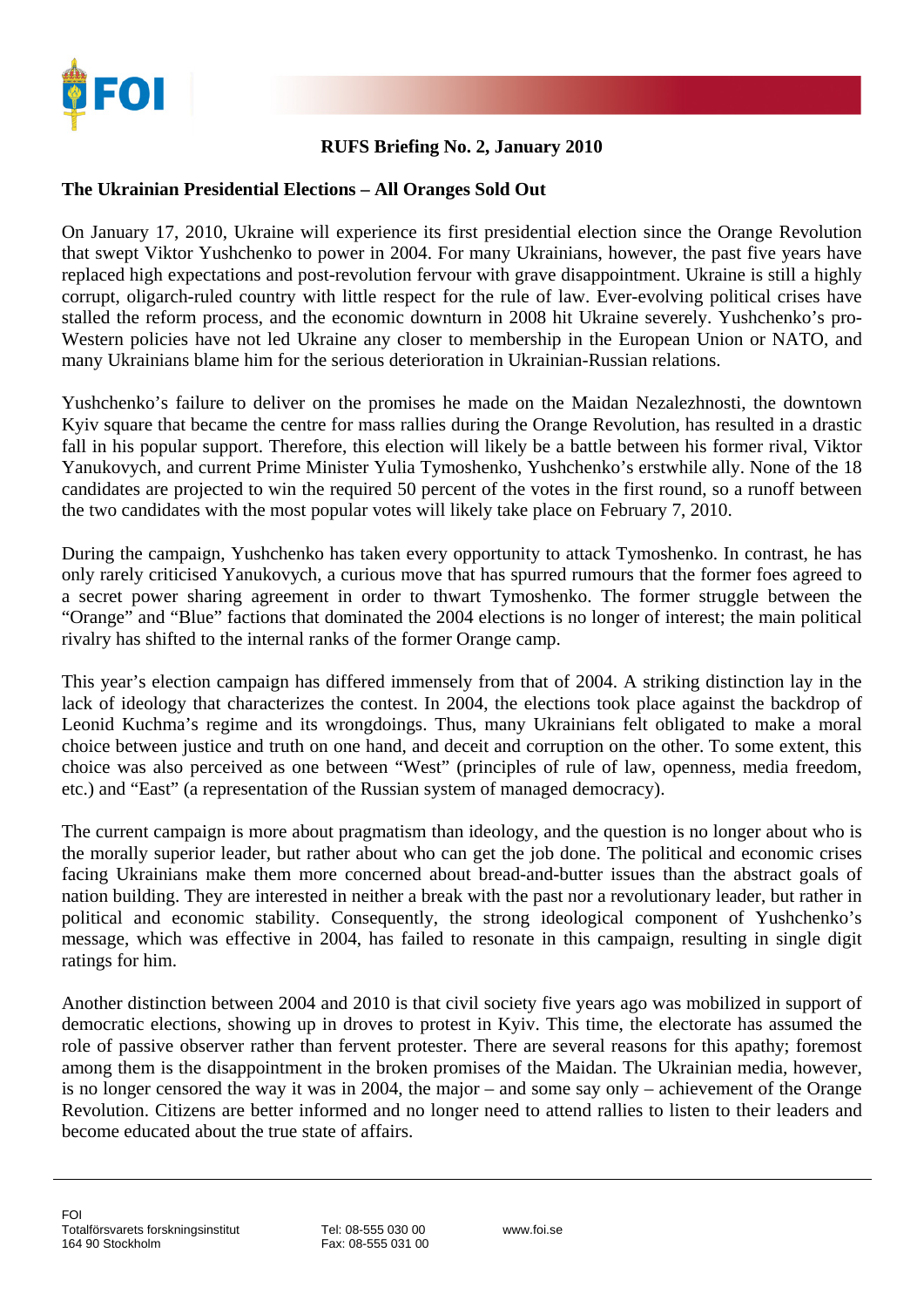**RUFS Briefing No. 2, January 2010**

## The Ukrainian Presidential Elections – All Oranges Sold Out

On January 17, 2010, Ukraine will experience its first presidential election since the Orange Revolution that swept Viktor Yushchenko to power in 2004. For many Ukrainians, however, the past five years have replaced high expectations and post-revolution fervour with grave disappointment. Ukraine is still a highly corrupt, oligarch-ruled country with little respect for the rule of law. Ever-evolving political crises have stalled the reform process, and the economic downturn in 2008 hit Ukraine severely. Yushchenko's pro-Western policies have not led Ukraine any closer to membership in the European Union or NATO, and many Ukrainians blame him for the serious deterioration in Ukrainian-Russian relations.

Yushchenko's failure to deliver on the promises he made on the Maidan Nezalezhnosti, the downtown Kyiv square that became the centre for mass rallies during the Orange Revolution, has resulted in a drastic fall in his popular support. Therefore, this election will likely be a battle between his former rival, Viktor Yanukovych, and current Prime Minister Yulia Tymoshenko, Yushchenko's erstwhile ally. None of the 18 candidates are projected to win the required 50 percent of the votes in the first round, so a runoff between the two candidates with the most popular votes will likely take place on February 7, 2010.

During the campaign, Yushchenko has taken every opportunity to attack Tymoshenko. In contrast, he has only rarely criticised Yanukovych, a curious move that has spurred rumours that the former foes agreed to a secret power sharing agreement in order to thwart Tymoshenko. The former struggle between the "Orange" and "Blue" factions that dominated the 2004 elections is no longer of interest; the main political rivalry has shifted to the internal ranks of the former Orange camp.

This year's election campaign has differed immensely from that of 2004. A striking distinction lay in the lack of ideology that characterizes the contest. In 2004, the elections took place against the backdrop of Leonid Kuchma's regime and its wrongdoings. Thus, many Ukrainians felt obligated to make a moral choice between justice and truth on one hand, and deceit and corruption on the other. To some extent, this choice was also perceived as one between "West" (principles of rule of law, openness, media freedom, etc.) and "East" (a representation of the Russian system of managed democracy).

The current campaign is more about pragmatism than ideology, and the question is no longer about who is the morally superior leader, but rather about who can get the job done. The political and economic crises facing Ukrainians make them more concerned about bread-and-butter issues than the abstract goals of nation building. They are interested in neither a break with the past nor a revolutionary leader, but rather in political and economic stability. Consequently, the strong ideological component of Yushchenko's message, which was effective in 2004, has failed to resonate in this campaign, resulting in single digit ratings for him.

Another distinction between 2004 and 2010 is that civil society five years ago was mobilized in support of democratic elections, showing up in droves to protest in Kyiv. This time, the electorate has assumed the role of passive observer rather than fervent protester. There are several reasons for this apathy; foremost among them is the disappointment in the broken promises of the Maidan. The Ukrainian media, however, is no longer censored the way it was in 2004, the major – and some say only – achievement of the Orange Revolution. Citizens are better informed and no longer need to attend rallies to listen to their leaders and become educated about the true state of affairs.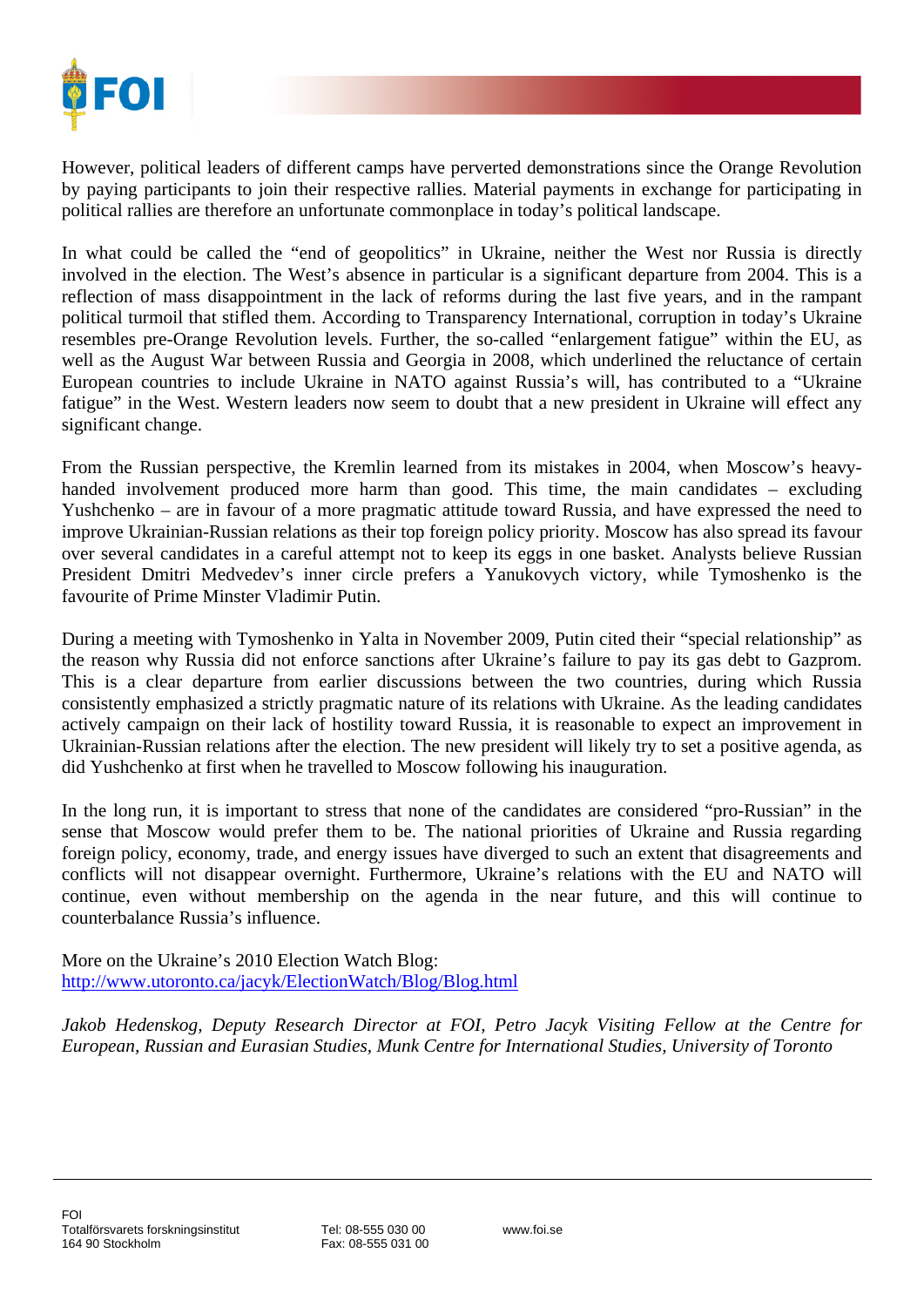However, political leaders of different camps have perverted demonstrations since the Orange Revolution by paying participants to join their respective rallies. Material payments in exchange for participating in political rallies are therefore an unfortunate commonplace in today's political landscape.

In what could be called the "end of geopolitics" in Ukraine, neither the West nor Russia is directly involved in the election. The West's absence in particular is a significant departure from 2004. This is a reflection of mass disappointment in the lack of reforms during the last five years, and in the rampant political turmoil that stifled them. According to Transparency International, corruption in today's Ukraine resembles pre-Orange Revolution levels. Further, the so-called "enlargement fatigue" within the EU, as well as the August War between Russia and Georgia in 2008, which underlined the reluctance of certain European countries to include Ukraine in NATO against Russia's will, has contributed to a "Ukraine fatigue" in the West. Western leaders now seem to doubt that a new president in Ukraine will effect any significant change.

From the Russian perspective, the Kremlin learned from its mistakes in 2004, when Moscow's heavy-handed involvement produced more harm than good. This time, the main candidates – excluding Yushchenko – are in favour of a more pragmatic attitude toward Russia, and have expressed the need to improve Ukrainian-Russian relations as their top foreign policy priority. Moscow has also spread its favour over several candidates in a careful attempt not to keep its eggs in one basket. Analysts believe Russian President Dmitri Medvedev's inner circle prefers a Yanukovych victory, while Tymoshenko is the favourite of Prime Minster Vladimir Putin.

During a meeting with Tymoshenko in Yalta in November 2009, Putin cited their "special relationship" as the reason why Russia did not enforce sanctions after Ukraine's failure to pay its gas debt to Gazprom. This is a clear departure from earlier discussions between the two countries, during which Russia consistently emphasized a strictly pragmatic nature of its relations with Ukraine. As the leading candidates actively campaign on their lack of hostility toward Russia, it is reasonable to expect an improvement in Ukrainian-Russian relations after the election. The new president will likely try to set a positive agenda, as did Yushchenko at first when he travelled to Moscow following his inauguration.

In the long run, it is important to stress that none of the candidates are considered "pro-Russian" in the sense that Moscow would prefer them to be. The national priorities of Ukraine and Russia regarding foreign policy, economy, trade, and energy issues have diverged to such an extent that disagreements and conflicts will not disappear overnight. Furthermore, Ukraine's relations with the EU and NATO will continue, even without membership on the agenda in the near future, and this will continue to counterbalance Russia's influence.

More on the Ukraine's 2010 Election Watch Blog:
http://www.utoronto.ca/jacyk/ElectionWatch/Blog/Blog.html

*Jakob Hedenskog, Deputy Research Director at FOI, Petro Jacyk Visiting Fellow at the Centre for European, Russian and Eurasian Studies, Munk Centre for International Studies, University of Toronto*